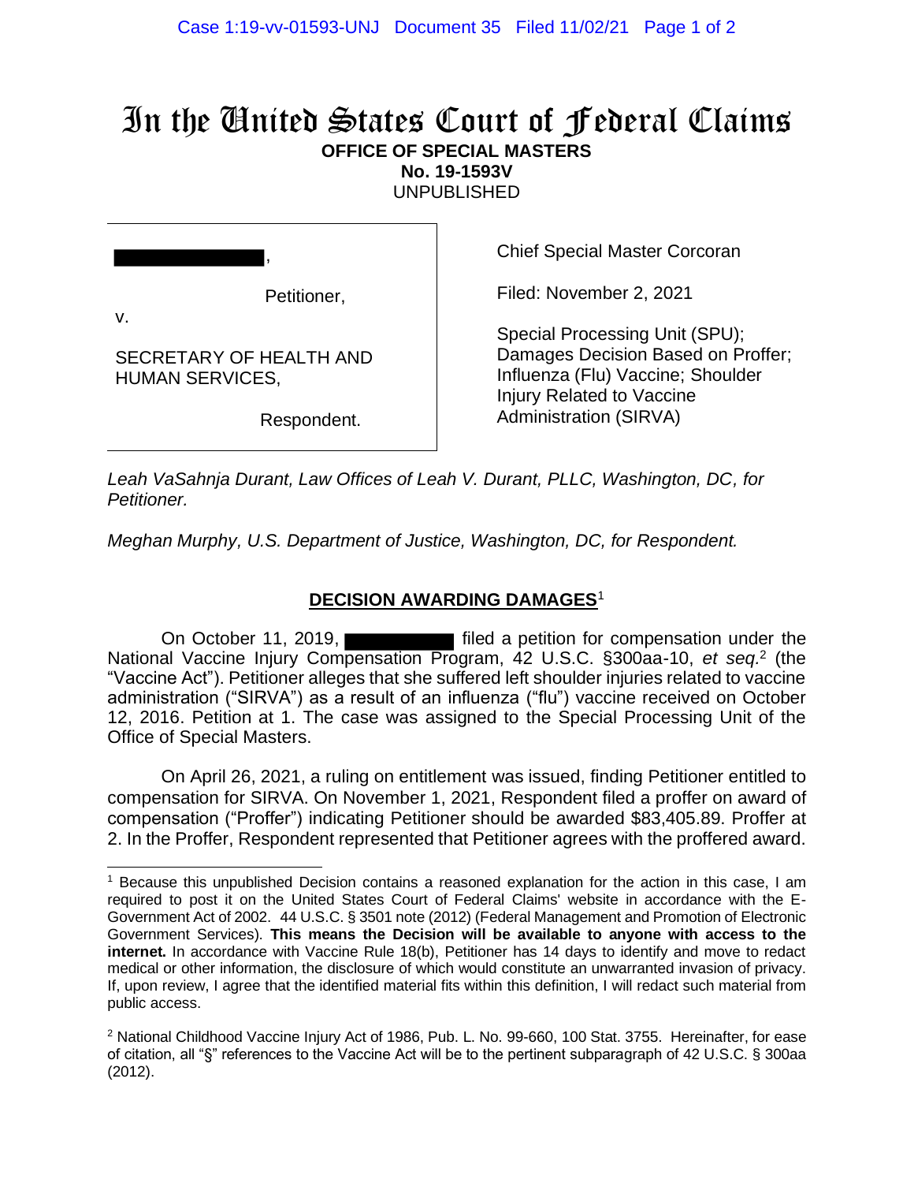# In the United States Court of Federal Claims

**OFFICE OF SPECIAL MASTERS**
**No. 19-1593V**
UNPUBLISHED

| | |
|---|---|
| ███████████, Petitioner, v. SECRETARY OF HEALTH AND HUMAN SERVICES, Respondent. | Chief Special Master Corcoran<br><br>Filed: November 2, 2021<br><br>Special Processing Unit (SPU); Damages Decision Based on Proffer; Influenza (Flu) Vaccine; Shoulder Injury Related to Vaccine Administration (SIRVA) |

*Leah VaSahnja Durant, Law Offices of Leah V. Durant, PLLC, Washington, DC, for Petitioner.*

*Meghan Murphy, U.S. Department of Justice, Washington, DC, for Respondent.*

## DECISION AWARDING DAMAGES[1]

On October 11, 2019, ██████████ filed a petition for compensation under the National Vaccine Injury Compensation Program, 42 U.S.C. §300aa-10, *et seq.*[2] (the "Vaccine Act"). Petitioner alleges that she suffered left shoulder injuries related to vaccine administration ("SIRVA") as a result of an influenza ("flu") vaccine received on October 12, 2016. Petition at 1. The case was assigned to the Special Processing Unit of the Office of Special Masters.

On April 26, 2021, a ruling on entitlement was issued, finding Petitioner entitled to compensation for SIRVA. On November 1, 2021, Respondent filed a proffer on award of compensation ("Proffer") indicating Petitioner should be awarded $83,405.89. Proffer at 2. In the Proffer, Respondent represented that Petitioner agrees with the proffered award.

---

[1] Because this unpublished Decision contains a reasoned explanation for the action in this case, I am required to post it on the United States Court of Federal Claims' website in accordance with the E-Government Act of 2002. 44 U.S.C. § 3501 note (2012) (Federal Management and Promotion of Electronic Government Services). **This means the Decision will be available to anyone with access to the internet.** In accordance with Vaccine Rule 18(b), Petitioner has 14 days to identify and move to redact medical or other information, the disclosure of which would constitute an unwarranted invasion of privacy. If, upon review, I agree that the identified material fits within this definition, I will redact such material from public access.

[2] National Childhood Vaccine Injury Act of 1986, Pub. L. No. 99-660, 100 Stat. 3755. Hereinafter, for ease of citation, all "§" references to the Vaccine Act will be to the pertinent subparagraph of 42 U.S.C. § 300aa (2012).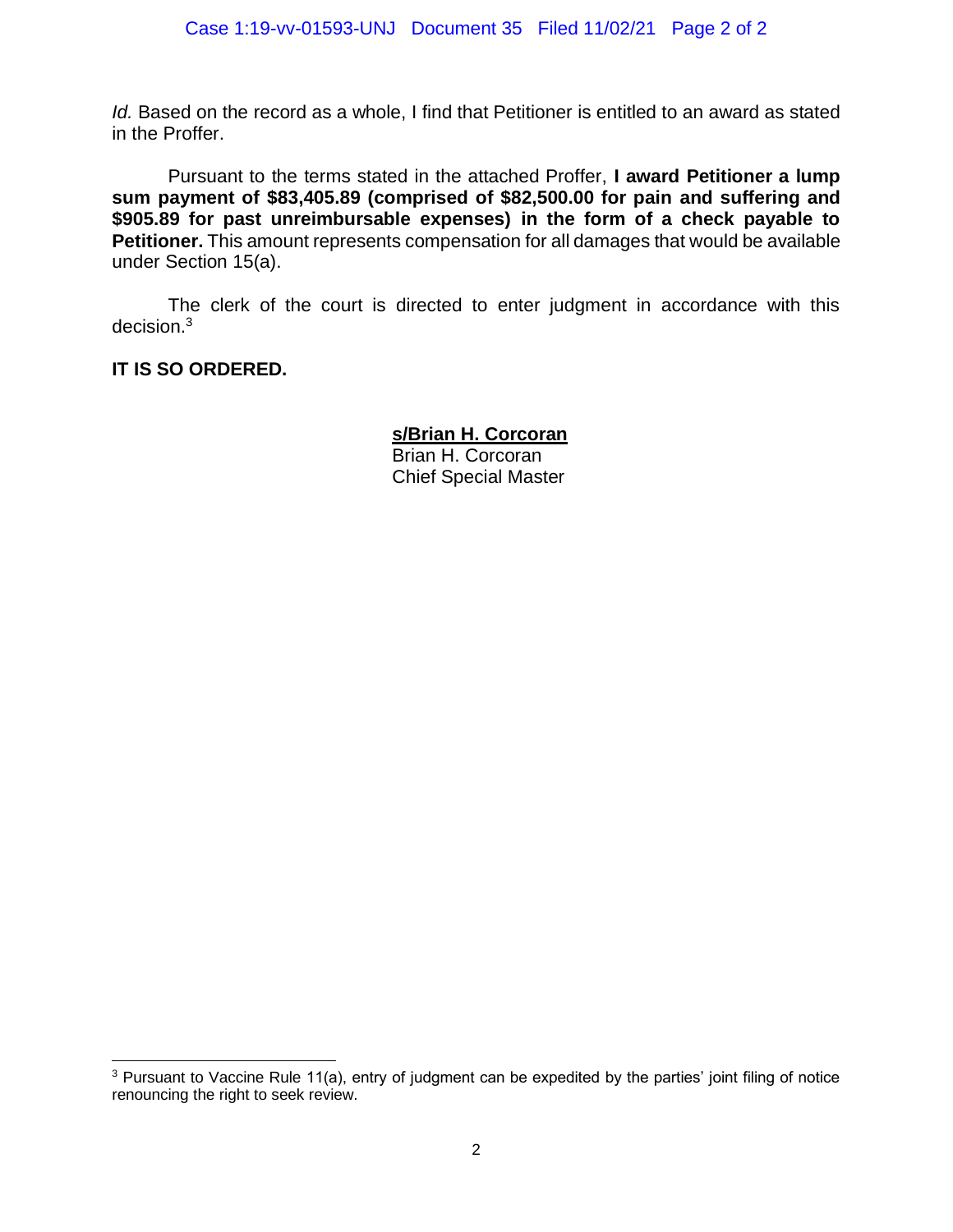*Id.* Based on the record as a whole, I find that Petitioner is entitled to an award as stated in the Proffer.

Pursuant to the terms stated in the attached Proffer, **I award Petitioner a lump sum payment of $83,405.89 (comprised of $82,500.00 for pain and suffering and $905.89 for past unreimbursable expenses) in the form of a check payable to Petitioner.** This amount represents compensation for all damages that would be available under Section 15(a).

The clerk of the court is directed to enter judgment in accordance with this decision.[3]

**IT IS SO ORDERED.**

**s/Brian H. Corcoran**
Brian H. Corcoran
Chief Special Master

[3] Pursuant to Vaccine Rule 11(a), entry of judgment can be expedited by the parties' joint filing of notice renouncing the right to seek review.